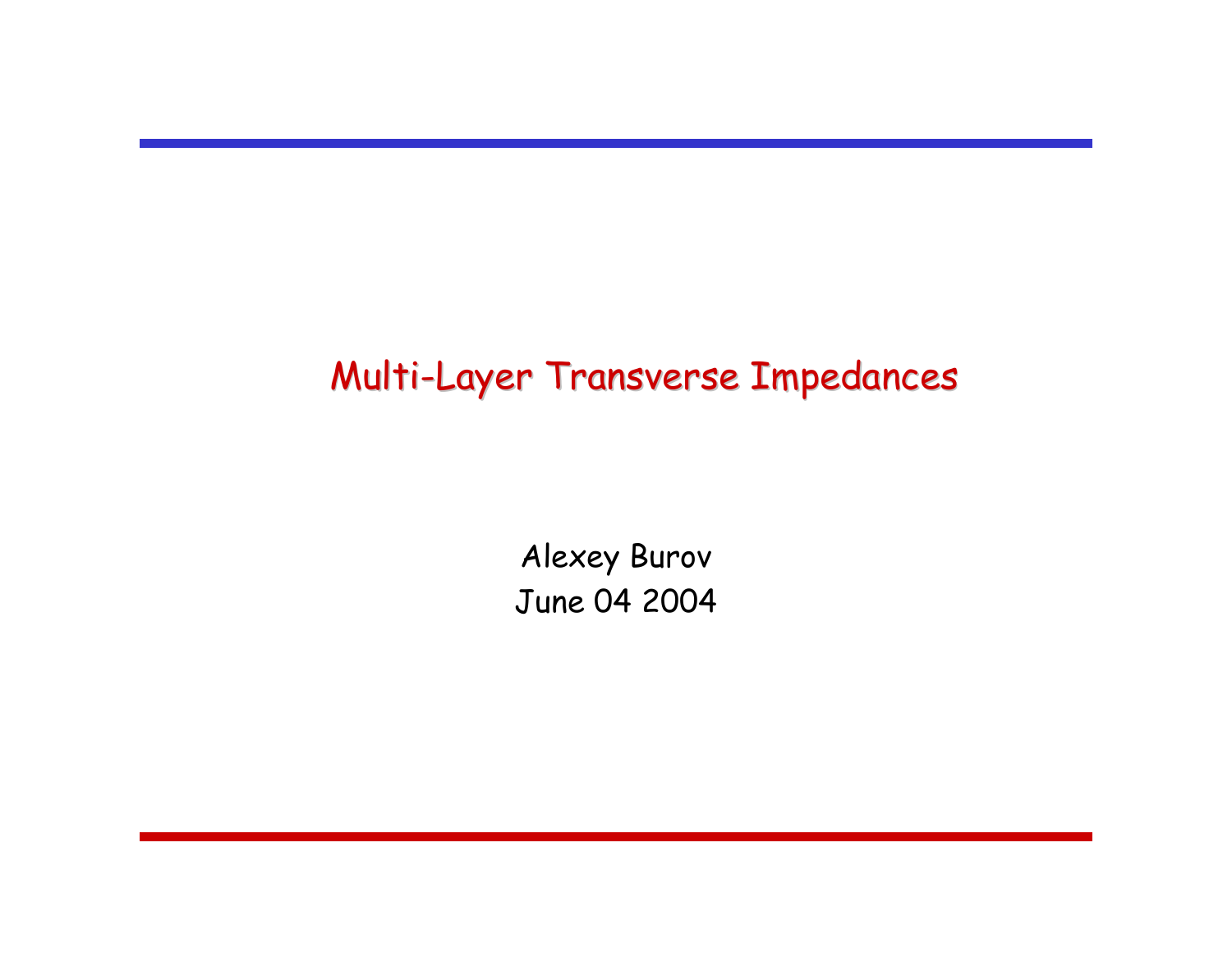# Multi-Layer Transverse Impedances

Alexey Burov

June 04 2004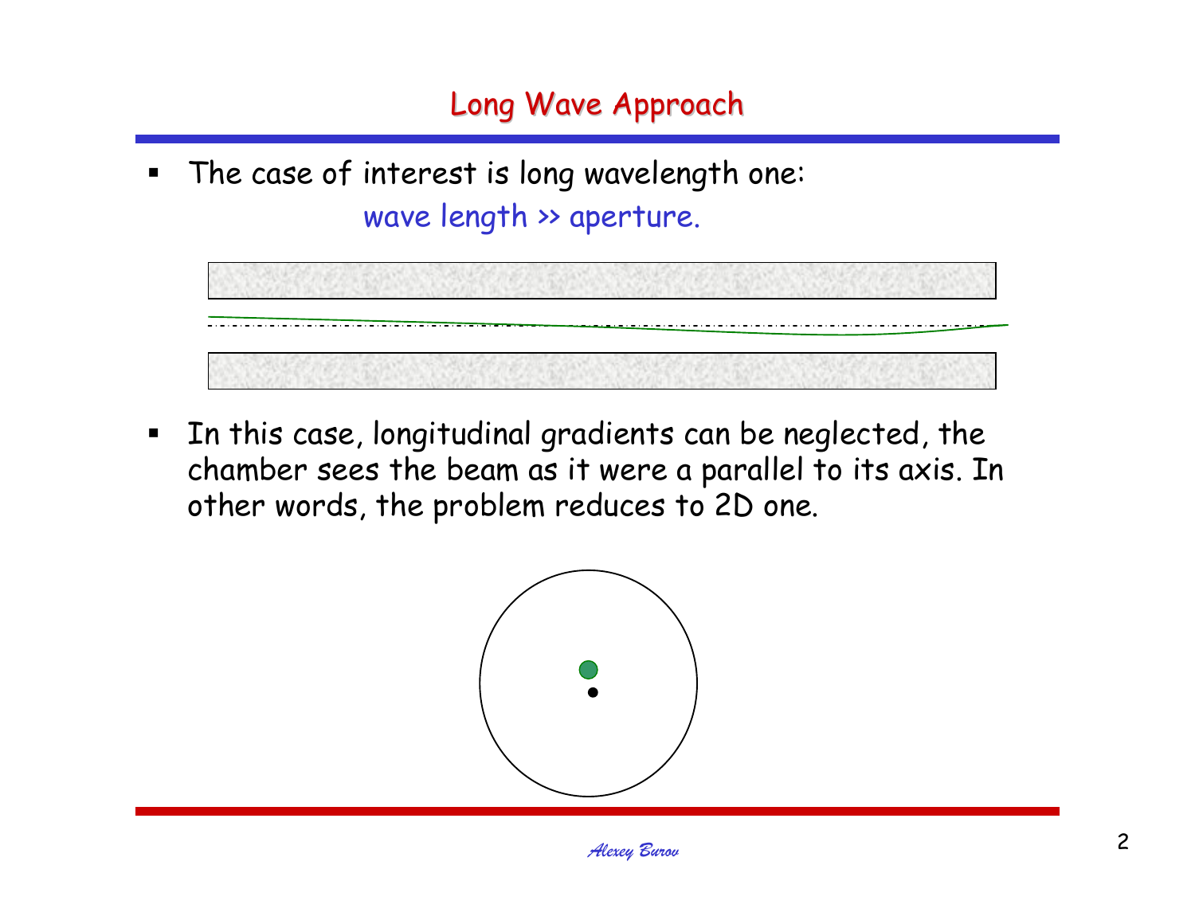# Long Wave Approach

- The case of interest is long wavelength one:

  wave length >> aperture.

- In this case, longitudinal gradients can be neglected, the chamber sees the beam as it were a parallel to its axis. In other words, the problem reduces to 2D one.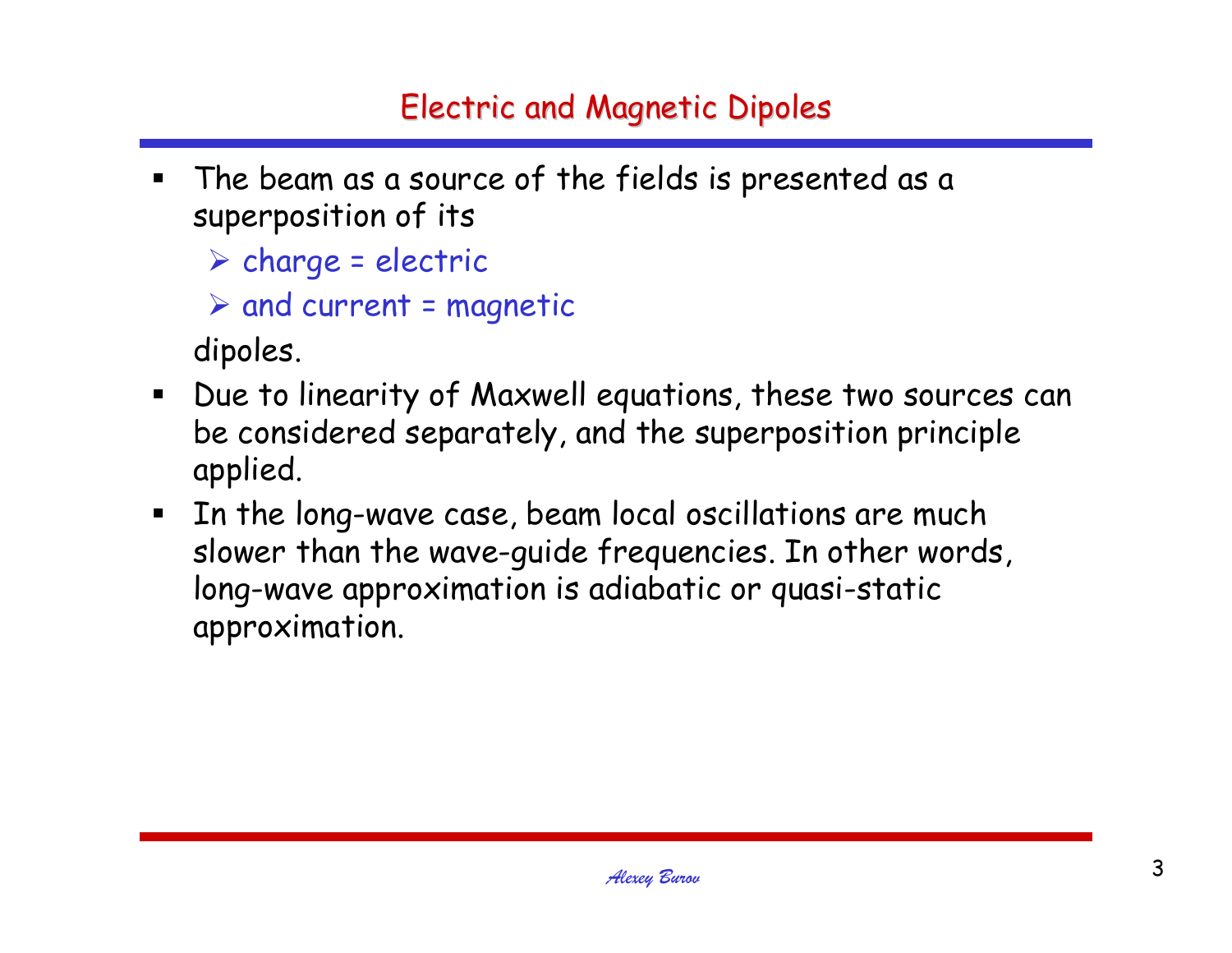# Electric and Magnetic Dipoles

- The beam as a source of the fields is presented as a superposition of its
  - charge = electric
  - and current = magnetic

  dipoles.
- Due to linearity of Maxwell equations, these two sources can be considered separately, and the superposition principle applied.
- In the long-wave case, beam local oscillations are much slower than the wave-guide frequencies. In other words, long-wave approximation is adiabatic or quasi-static approximation.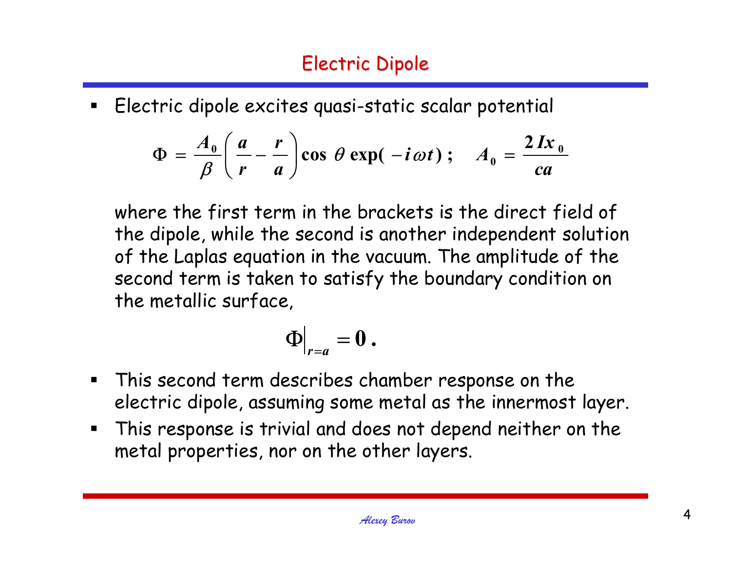# Electric Dipole

- Electric dipole excites quasi-static scalar potential

$$\Phi = \frac{A_0}{\beta}\left(\frac{a}{r} - \frac{r}{a}\right)\cos\,\theta\,\exp(-i\omega t)\,; \quad A_0 = \frac{2Ix_0}{ca}$$

where the first term in the brackets is the direct field of the dipole, while the second is another independent solution of the Laplas equation in the vacuum. The amplitude of the second term is taken to satisfy the boundary condition on the metallic surface,

$$\Phi\Big|_{r=a} = 0\,.$$

- This second term describes chamber response on the electric dipole, assuming some metal as the innermost layer.
- This response is trivial and does not depend neither on the metal properties, nor on the other layers.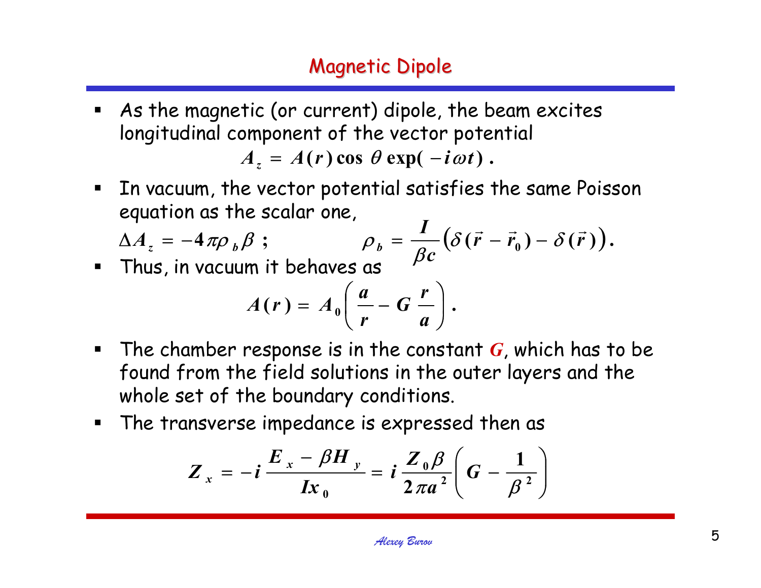# Magnetic Dipole

- As the magnetic (or current) dipole, the beam excites longitudinal component of the vector potential

$$A_z = A(r)\cos\theta \exp(-i\omega t)\,.$$

- In vacuum, the vector potential satisfies the same Poisson equation as the scalar one,

$$\Delta A_z = -4\pi\rho_b\beta\ ; \qquad \rho_b = \frac{I}{\beta c}\big(\delta(\vec{r}-\vec{r}_0) - \delta(\vec{r})\big).$$

- Thus, in vacuum it behaves as

$$A(r) = A_0\left(\frac{a}{r} - G\,\frac{r}{a}\right).$$

- The chamber response is in the constant $G$, which has to be found from the field solutions in the outer layers and the whole set of the boundary conditions.
- The transverse impedance is expressed then as

$$Z_x = -i\,\frac{E_x - \beta H_y}{I x_0} = i\,\frac{Z_0\beta}{2\pi a^2}\left(G - \frac{1}{\beta^2}\right)$$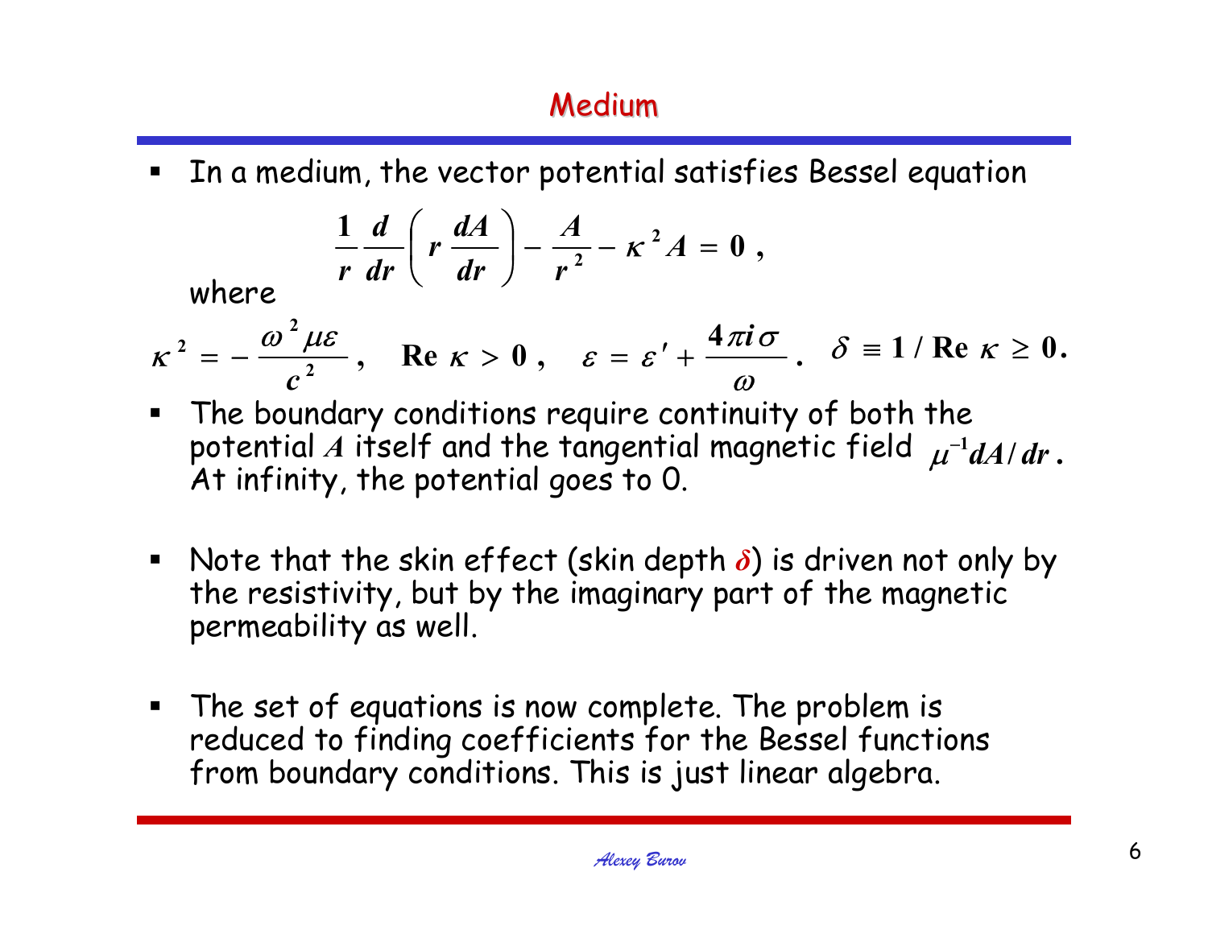# Medium

- In a medium, the vector potential satisfies Bessel equation

$$\frac{1}{r}\frac{d}{dr}\left( r\frac{dA}{dr}\right) - \frac{A}{r^2} - \kappa^2 A = 0 \ ,$$

where

$$\kappa^2 = -\frac{\omega^2 \mu\varepsilon}{c^2}, \quad \mathrm{Re}\ \kappa > 0\ , \quad \varepsilon = \varepsilon' + \frac{4\pi i\sigma}{\omega}. \quad \delta \equiv 1/\mathrm{Re}\ \kappa \geq 0.$$

- The boundary conditions require continuity of both the potential $A$ itself and the tangential magnetic field $\mu^{-1}dA/dr$. At infinity, the potential goes to 0.

- Note that the skin effect (skin depth $\delta$) is driven not only by the resistivity, but by the imaginary part of the magnetic permeability as well.

- The set of equations is now complete. The problem is reduced to finding coefficients for the Bessel functions from boundary conditions. This is just linear algebra.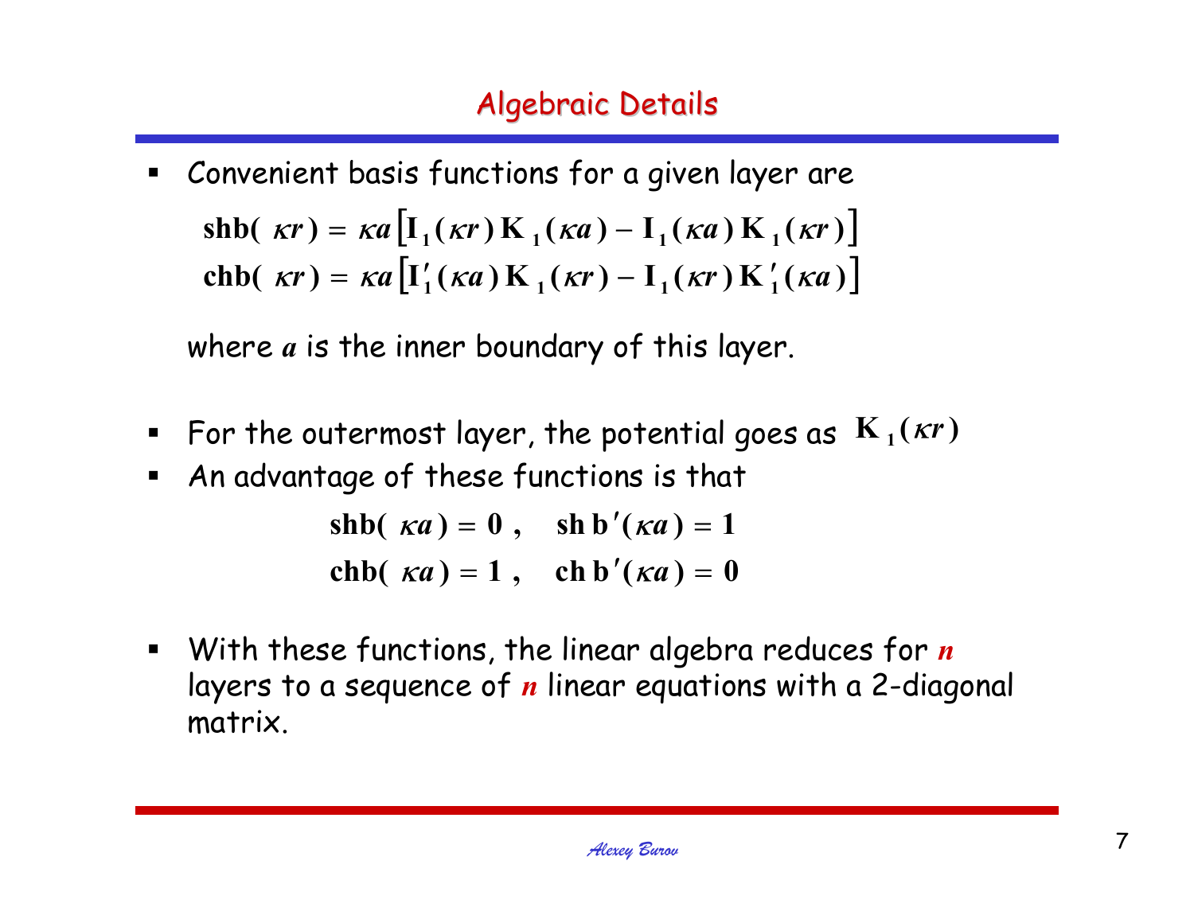# Algebraic Details

- Convenient basis functions for a given layer are

$$\mathbf{shb}(\kappa r) = \kappa a\left[\mathrm{I}_1(\kappa r)\,\mathrm{K}_1(\kappa a) - \mathrm{I}_1(\kappa a)\,\mathrm{K}_1(\kappa r)\right]$$
$$\mathbf{chb}(\kappa r) = \kappa a\left[\mathrm{I}_1'(\kappa a)\,\mathrm{K}_1(\kappa r) - \mathrm{I}_1(\kappa r)\,\mathrm{K}_1'(\kappa a)\right]$$

  where $a$ is the inner boundary of this layer.

- For the outermost layer, the potential goes as $\mathrm{K}_1(\kappa r)$
- An advantage of these functions is that

$$\mathbf{shb}(\kappa a) = 0\,, \quad \mathbf{shb}'(\kappa a) = 1$$
$$\mathbf{chb}(\kappa a) = 1\,, \quad \mathbf{chb}'(\kappa a) = 0$$

- With these functions, the linear algebra reduces for $n$ layers to a sequence of $n$ linear equations with a 2-diagonal matrix.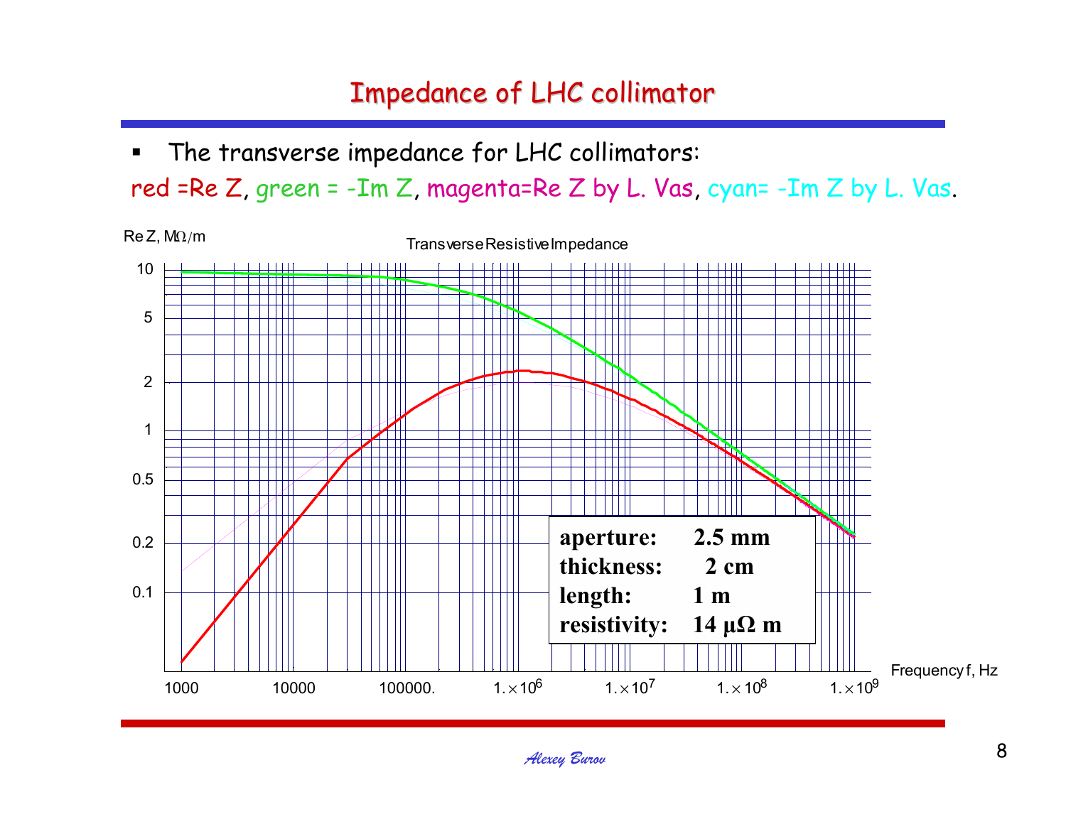# Impedance of LHC collimator

- The transverse impedance for LHC collimators:

red =Re Z, green = -Im Z, magenta=Re Z by L. Vas, cyan= -Im Z by L. Vas.

Re Z, MΩ/m

Transverse Resistive Impedance

| | |
|---|---|
| **aperture:** | **2.5 mm** |
| **thickness:** | **2 cm** |
| **length:** | **1 m** |
| **resistivity:** | **14 μΩ m** |

Frequency f, Hz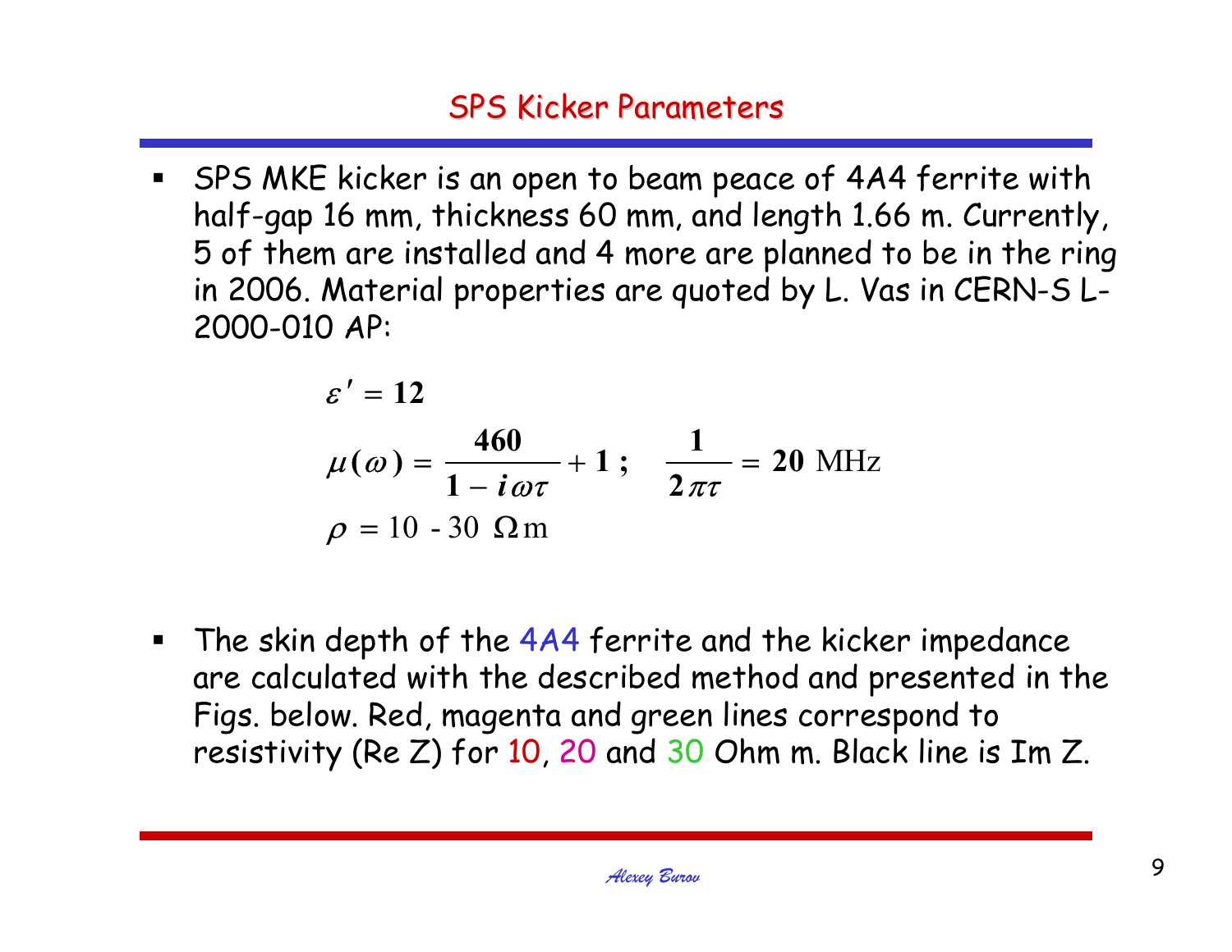## SPS Kicker Parameters

- SPS MKE kicker is an open to beam peace of 4A4 ferrite with half-gap 16 mm, thickness 60 mm, and length 1.66 m. Currently, 5 of them are installed and 4 more are planned to be in the ring in 2006. Material properties are quoted by L. Vas in CERN-S L-2000-010 AP:

$$\varepsilon' = 12$$

$$\mu(\omega) = \frac{460}{1 - i\omega\tau} + 1\,; \quad \frac{1}{2\pi\tau} = 20 \text{ MHz}$$

$$\rho = 10 \text{ - } 30 \ \Omega\text{m}$$

- The skin depth of the 4A4 ferrite and the kicker impedance are calculated with the described method and presented in the Figs. below. Red, magenta and green lines correspond to resistivity (Re Z) for 10, 20 and 30 Ohm m. Black line is Im Z.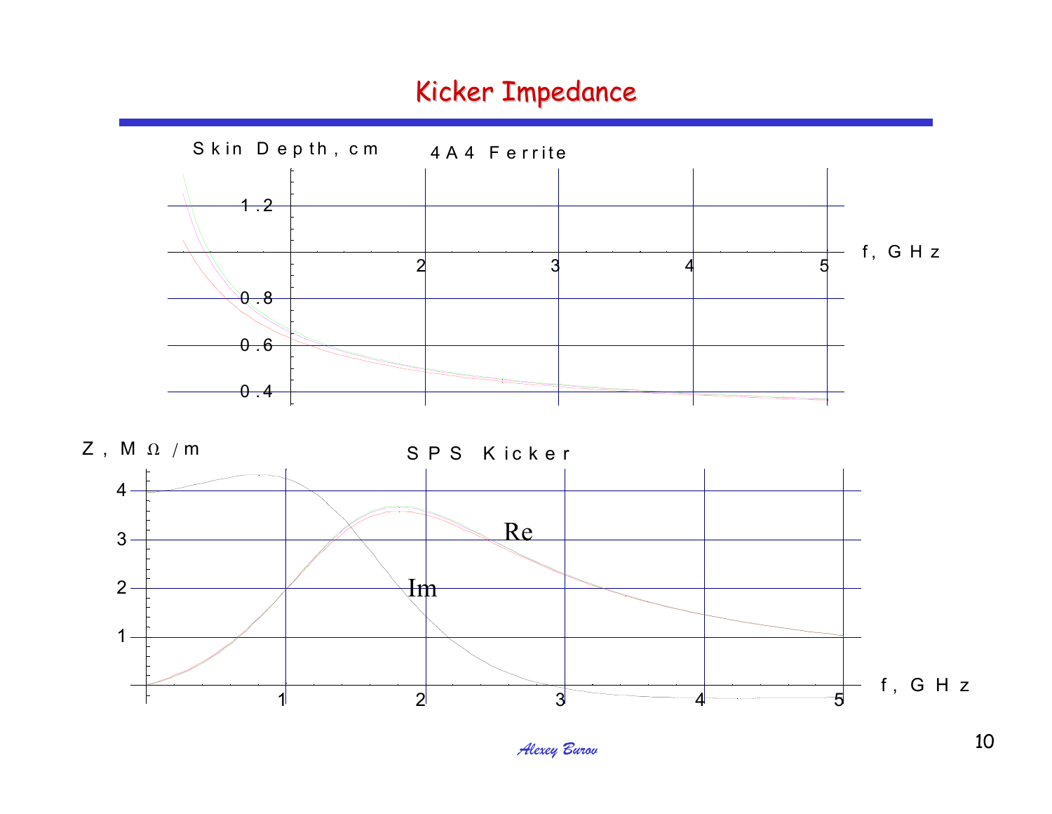# Kicker Impedance

Skin Depth, cm — 4A4 Ferrite

f, GHz

Z, MΩ/m — SPS Kicker

Re

Im

f, GHz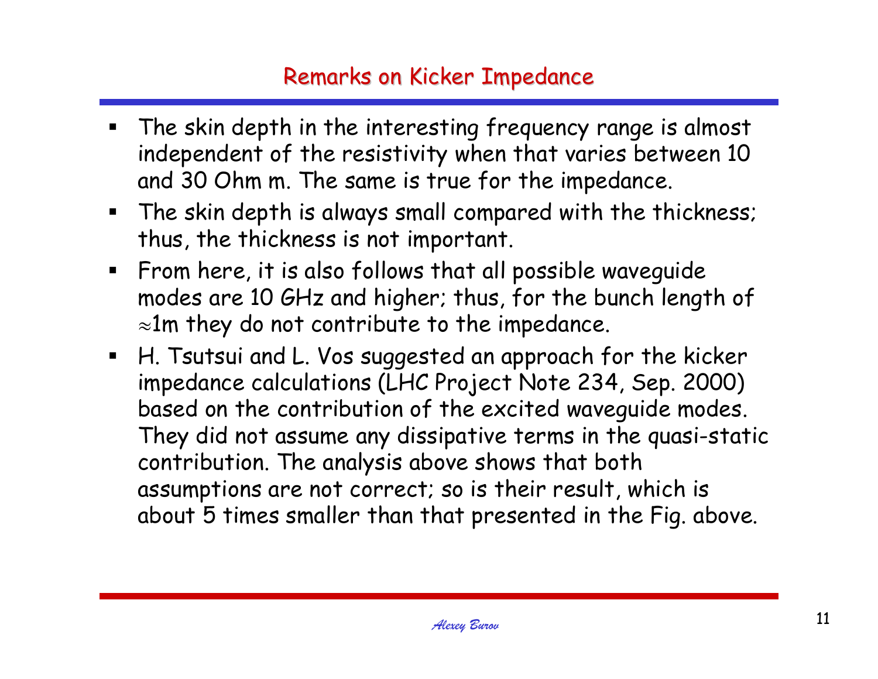## Remarks on Kicker Impedance

- The skin depth in the interesting frequency range is almost independent of the resistivity when that varies between 10 and 30 Ohm m. The same is true for the impedance.
- The skin depth is always small compared with the thickness; thus, the thickness is not important.
- From here, it is also follows that all possible waveguide modes are 10 GHz and higher; thus, for the bunch length of $\approx$1m they do not contribute to the impedance.
- H. Tsutsui and L. Vos suggested an approach for the kicker impedance calculations (LHC Project Note 234, Sep. 2000) based on the contribution of the excited waveguide modes. They did not assume any dissipative terms in the quasi-static contribution. The analysis above shows that both assumptions are not correct; so is their result, which is about 5 times smaller than that presented in the Fig. above.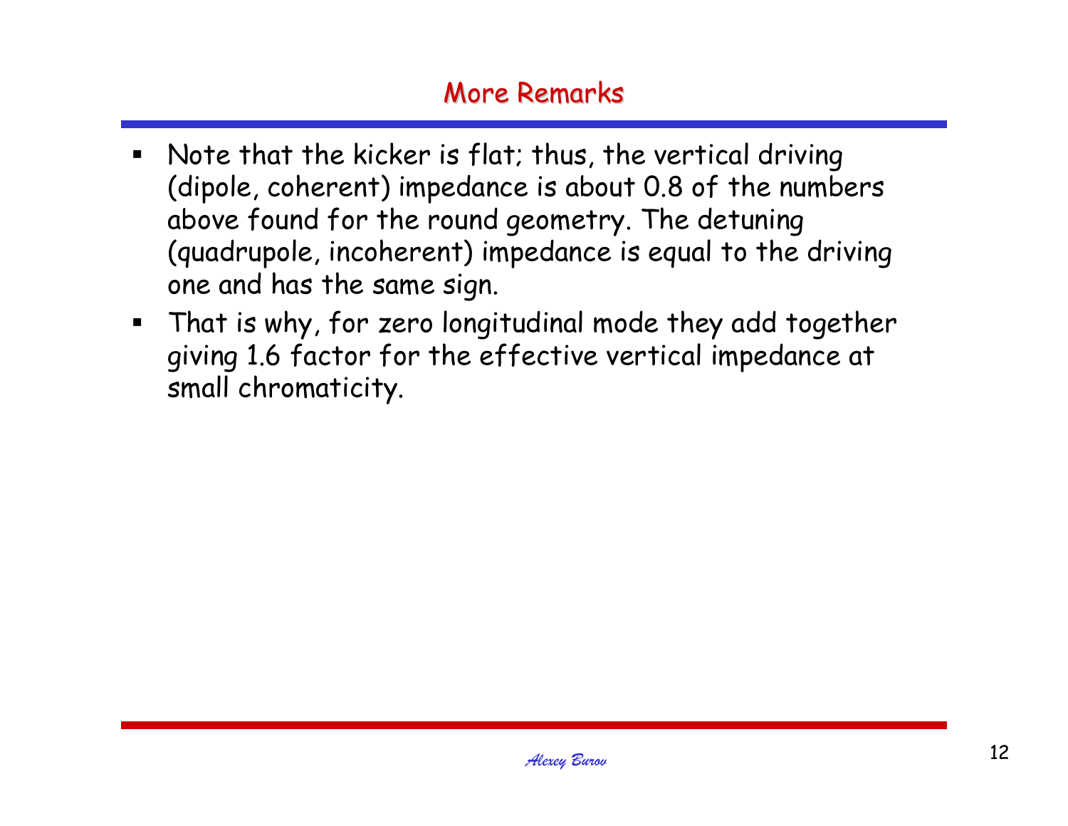# More Remarks

- Note that the kicker is flat; thus, the vertical driving (dipole, coherent) impedance is about 0.8 of the numbers above found for the round geometry. The detuning (quadrupole, incoherent) impedance is equal to the driving one and has the same sign.
- That is why, for zero longitudinal mode they add together giving 1.6 factor for the effective vertical impedance at small chromaticity.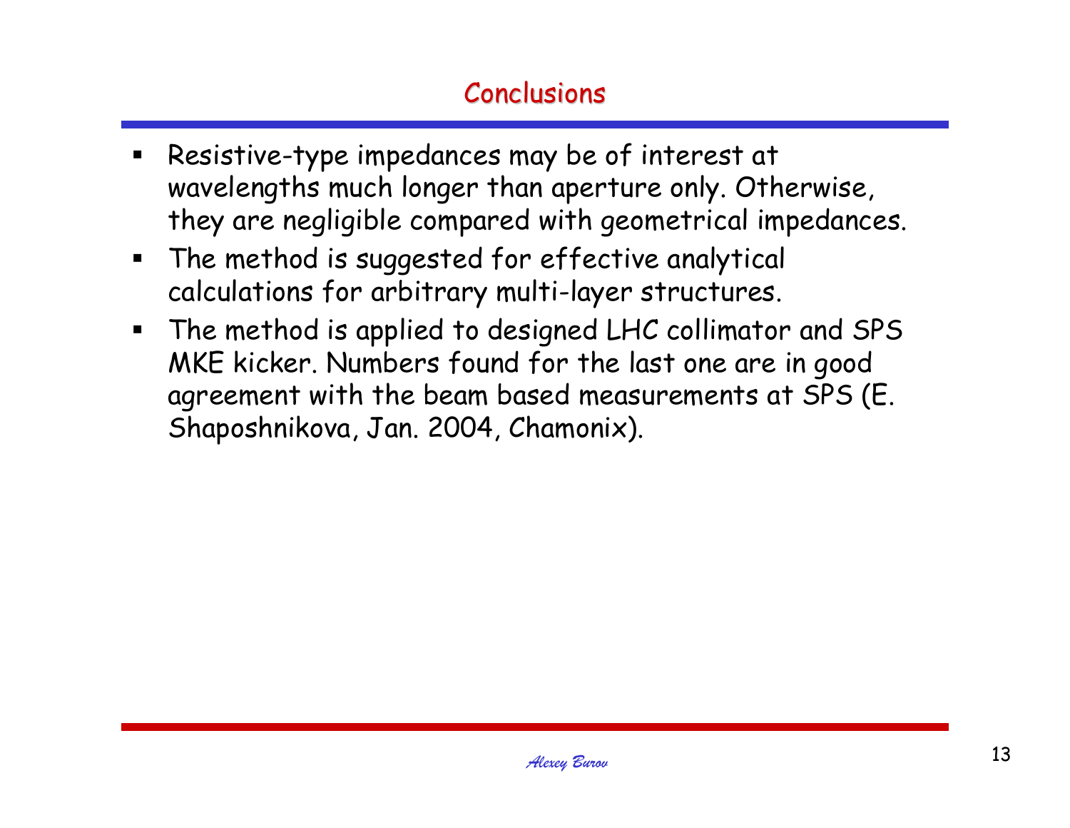# Conclusions

- Resistive-type impedances may be of interest at wavelengths much longer than aperture only. Otherwise, they are negligible compared with geometrical impedances.
- The method is suggested for effective analytical calculations for arbitrary multi-layer structures.
- The method is applied to designed LHC collimator and SPS MKE kicker. Numbers found for the last one are in good agreement with the beam based measurements at SPS (E. Shaposhnikova, Jan. 2004, Chamonix).